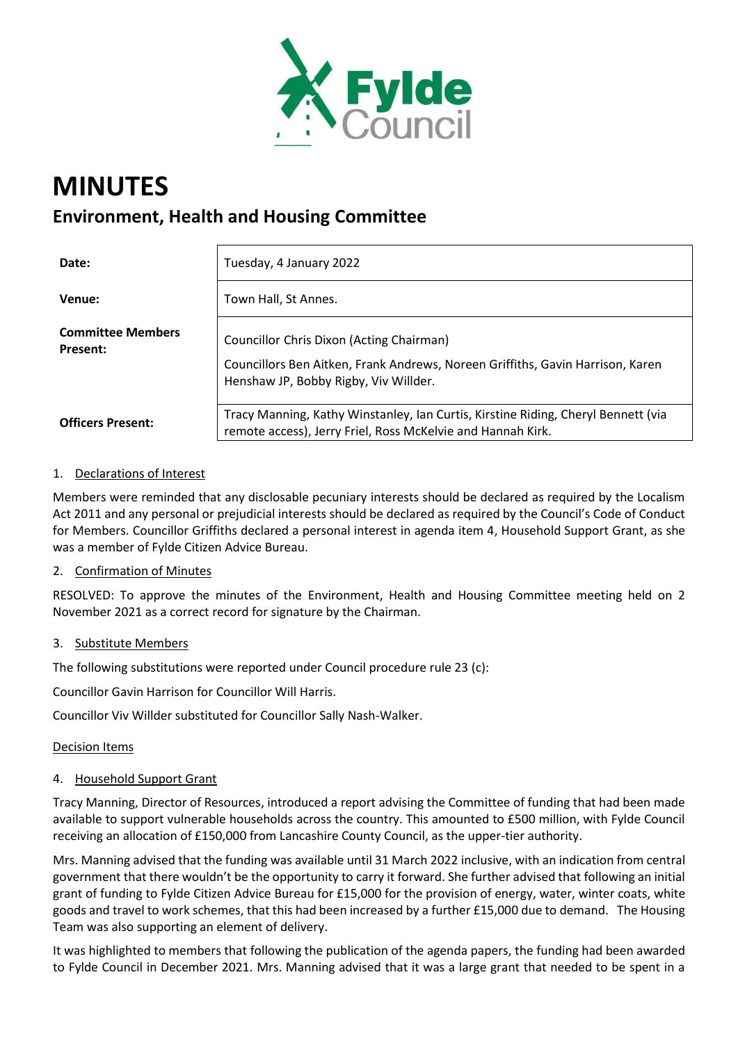# MINUTES

## Environment, Health and Housing Committee

| | |
|---|---|
| **Date:** | Tuesday, 4 January 2022 |
| **Venue:** | Town Hall, St Annes. |
| **Committee Members Present:** | Councillor Chris Dixon (Acting Chairman)<br>Councillors Ben Aitken, Frank Andrews, Noreen Griffiths, Gavin Harrison, Karen Henshaw JP, Bobby Rigby, Viv Willder. |
| **Officers Present:** | Tracy Manning, Kathy Winstanley, Ian Curtis, Kirstine Riding, Cheryl Bennett (via remote access), Jerry Friel, Ross McKelvie and Hannah Kirk. |

1. Declarations of Interest

Members were reminded that any disclosable pecuniary interests should be declared as required by the Localism Act 2011 and any personal or prejudicial interests should be declared as required by the Council's Code of Conduct for Members. Councillor Griffiths declared a personal interest in agenda item 4, Household Support Grant, as she was a member of Fylde Citizen Advice Bureau.

2. Confirmation of Minutes

RESOLVED: To approve the minutes of the Environment, Health and Housing Committee meeting held on 2 November 2021 as a correct record for signature by the Chairman.

3. Substitute Members

The following substitutions were reported under Council procedure rule 23 (c):

Councillor Gavin Harrison for Councillor Will Harris.

Councillor Viv Willder substituted for Councillor Sally Nash-Walker.

Decision Items

4. Household Support Grant

Tracy Manning, Director of Resources, introduced a report advising the Committee of funding that had been made available to support vulnerable households across the country. This amounted to £500 million, with Fylde Council receiving an allocation of £150,000 from Lancashire County Council, as the upper-tier authority.

Mrs. Manning advised that the funding was available until 31 March 2022 inclusive, with an indication from central government that there wouldn't be the opportunity to carry it forward. She further advised that following an initial grant of funding to Fylde Citizen Advice Bureau for £15,000 for the provision of energy, water, winter coats, white goods and travel to work schemes, that this had been increased by a further £15,000 due to demand. The Housing Team was also supporting an element of delivery.

It was highlighted to members that following the publication of the agenda papers, the funding had been awarded to Fylde Council in December 2021. Mrs. Manning advised that it was a large grant that needed to be spent in a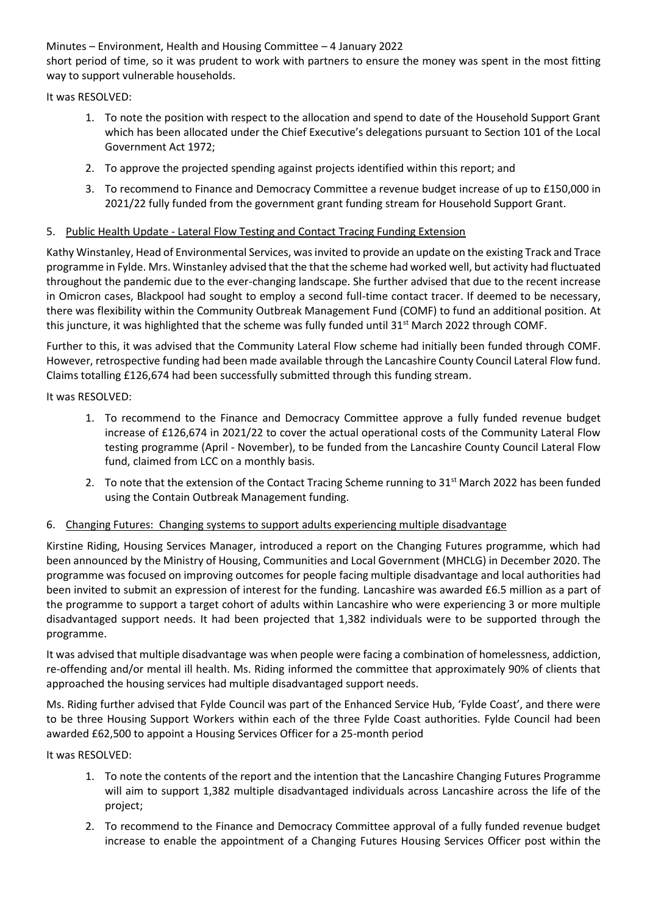short period of time, so it was prudent to work with partners to ensure the money was spent in the most fitting way to support vulnerable households.

It was RESOLVED:

1. To note the position with respect to the allocation and spend to date of the Household Support Grant which has been allocated under the Chief Executive's delegations pursuant to Section 101 of the Local Government Act 1972;
2. To approve the projected spending against projects identified within this report; and
3. To recommend to Finance and Democracy Committee a revenue budget increase of up to £150,000 in 2021/22 fully funded from the government grant funding stream for Household Support Grant.

## 5. Public Health Update - Lateral Flow Testing and Contact Tracing Funding Extension

Kathy Winstanley, Head of Environmental Services, was invited to provide an update on the existing Track and Trace programme in Fylde. Mrs. Winstanley advised that the that the scheme had worked well, but activity had fluctuated throughout the pandemic due to the ever-changing landscape. She further advised that due to the recent increase in Omicron cases, Blackpool had sought to employ a second full-time contact tracer. If deemed to be necessary, there was flexibility within the Community Outbreak Management Fund (COMF) to fund an additional position. At this juncture, it was highlighted that the scheme was fully funded until 31st March 2022 through COMF.

Further to this, it was advised that the Community Lateral Flow scheme had initially been funded through COMF. However, retrospective funding had been made available through the Lancashire County Council Lateral Flow fund. Claims totalling £126,674 had been successfully submitted through this funding stream.

It was RESOLVED:

1. To recommend to the Finance and Democracy Committee approve a fully funded revenue budget increase of £126,674 in 2021/22 to cover the actual operational costs of the Community Lateral Flow testing programme (April - November), to be funded from the Lancashire County Council Lateral Flow fund, claimed from LCC on a monthly basis.
2. To note that the extension of the Contact Tracing Scheme running to 31st March 2022 has been funded using the Contain Outbreak Management funding.

## 6. Changing Futures: Changing systems to support adults experiencing multiple disadvantage

Kirstine Riding, Housing Services Manager, introduced a report on the Changing Futures programme, which had been announced by the Ministry of Housing, Communities and Local Government (MHCLG) in December 2020. The programme was focused on improving outcomes for people facing multiple disadvantage and local authorities had been invited to submit an expression of interest for the funding. Lancashire was awarded £6.5 million as a part of the programme to support a target cohort of adults within Lancashire who were experiencing 3 or more multiple disadvantaged support needs. It had been projected that 1,382 individuals were to be supported through the programme.

It was advised that multiple disadvantage was when people were facing a combination of homelessness, addiction, re-offending and/or mental ill health. Ms. Riding informed the committee that approximately 90% of clients that approached the housing services had multiple disadvantaged support needs.

Ms. Riding further advised that Fylde Council was part of the Enhanced Service Hub, 'Fylde Coast', and there were to be three Housing Support Workers within each of the three Fylde Coast authorities. Fylde Council had been awarded £62,500 to appoint a Housing Services Officer for a 25-month period

It was RESOLVED:

1. To note the contents of the report and the intention that the Lancashire Changing Futures Programme will aim to support 1,382 multiple disadvantaged individuals across Lancashire across the life of the project;
2. To recommend to the Finance and Democracy Committee approval of a fully funded revenue budget increase to enable the appointment of a Changing Futures Housing Services Officer post within the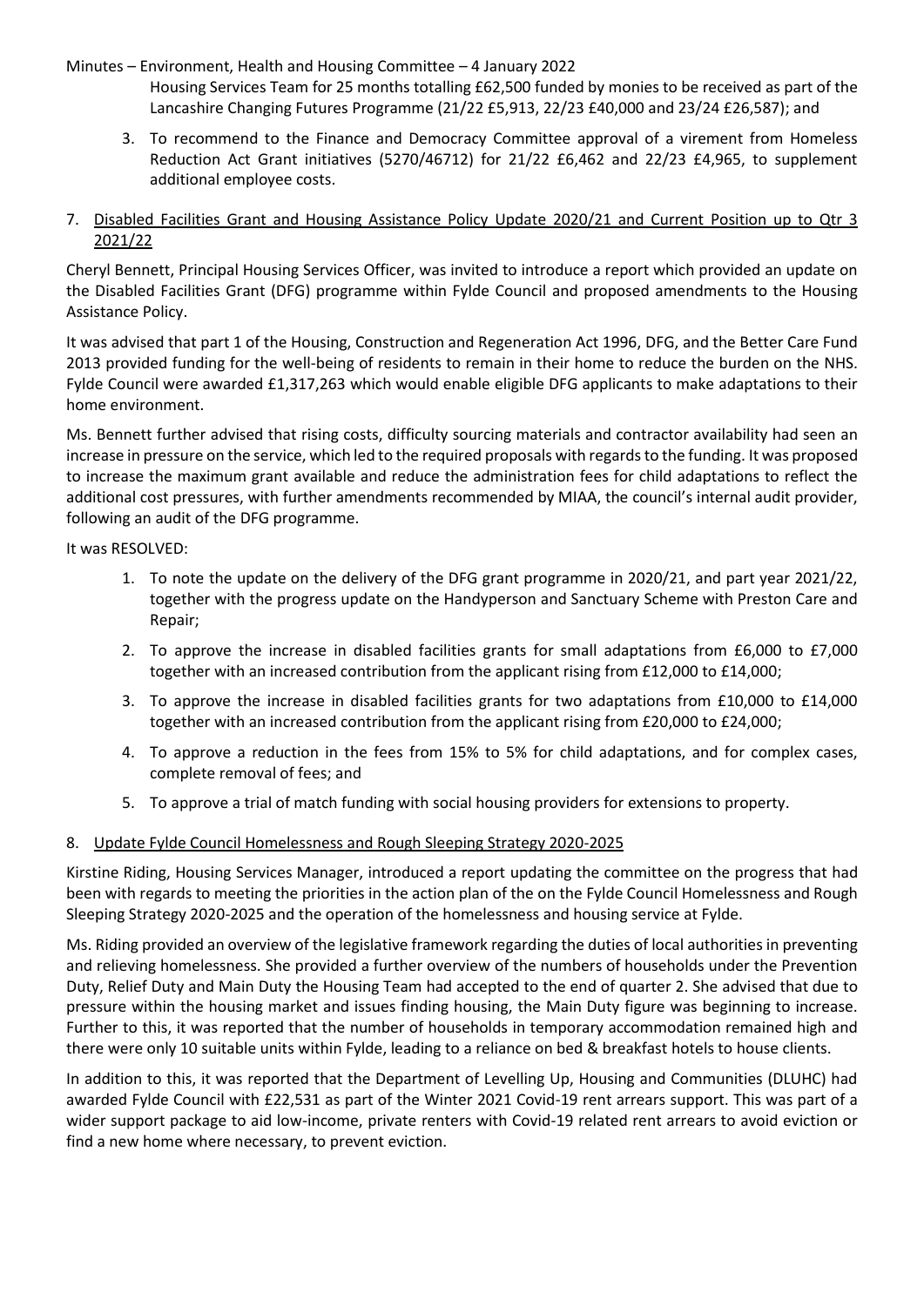Housing Services Team for 25 months totalling £62,500 funded by monies to be received as part of the Lancashire Changing Futures Programme (21/22 £5,913, 22/23 £40,000 and 23/24 £26,587); and

3. To recommend to the Finance and Democracy Committee approval of a virement from Homeless Reduction Act Grant initiatives (5270/46712) for 21/22 £6,462 and 22/23 £4,965, to supplement additional employee costs.

7. Disabled Facilities Grant and Housing Assistance Policy Update 2020/21 and Current Position up to Qtr 3 2021/22

Cheryl Bennett, Principal Housing Services Officer, was invited to introduce a report which provided an update on the Disabled Facilities Grant (DFG) programme within Fylde Council and proposed amendments to the Housing Assistance Policy.

It was advised that part 1 of the Housing, Construction and Regeneration Act 1996, DFG, and the Better Care Fund 2013 provided funding for the well-being of residents to remain in their home to reduce the burden on the NHS. Fylde Council were awarded £1,317,263 which would enable eligible DFG applicants to make adaptations to their home environment.

Ms. Bennett further advised that rising costs, difficulty sourcing materials and contractor availability had seen an increase in pressure on the service, which led to the required proposals with regards to the funding. It was proposed to increase the maximum grant available and reduce the administration fees for child adaptations to reflect the additional cost pressures, with further amendments recommended by MIAA, the council's internal audit provider, following an audit of the DFG programme.

It was RESOLVED:

1. To note the update on the delivery of the DFG grant programme in 2020/21, and part year 2021/22, together with the progress update on the Handyperson and Sanctuary Scheme with Preston Care and Repair;
2. To approve the increase in disabled facilities grants for small adaptations from £6,000 to £7,000 together with an increased contribution from the applicant rising from £12,000 to £14,000;
3. To approve the increase in disabled facilities grants for two adaptations from £10,000 to £14,000 together with an increased contribution from the applicant rising from £20,000 to £24,000;
4. To approve a reduction in the fees from 15% to 5% for child adaptations, and for complex cases, complete removal of fees; and
5. To approve a trial of match funding with social housing providers for extensions to property.

8. Update Fylde Council Homelessness and Rough Sleeping Strategy 2020-2025

Kirstine Riding, Housing Services Manager, introduced a report updating the committee on the progress that had been with regards to meeting the priorities in the action plan of the on the Fylde Council Homelessness and Rough Sleeping Strategy 2020-2025 and the operation of the homelessness and housing service at Fylde.

Ms. Riding provided an overview of the legislative framework regarding the duties of local authorities in preventing and relieving homelessness. She provided a further overview of the numbers of households under the Prevention Duty, Relief Duty and Main Duty the Housing Team had accepted to the end of quarter 2. She advised that due to pressure within the housing market and issues finding housing, the Main Duty figure was beginning to increase. Further to this, it was reported that the number of households in temporary accommodation remained high and there were only 10 suitable units within Fylde, leading to a reliance on bed & breakfast hotels to house clients.

In addition to this, it was reported that the Department of Levelling Up, Housing and Communities (DLUHC) had awarded Fylde Council with £22,531 as part of the Winter 2021 Covid-19 rent arrears support. This was part of a wider support package to aid low-income, private renters with Covid-19 related rent arrears to avoid eviction or find a new home where necessary, to prevent eviction.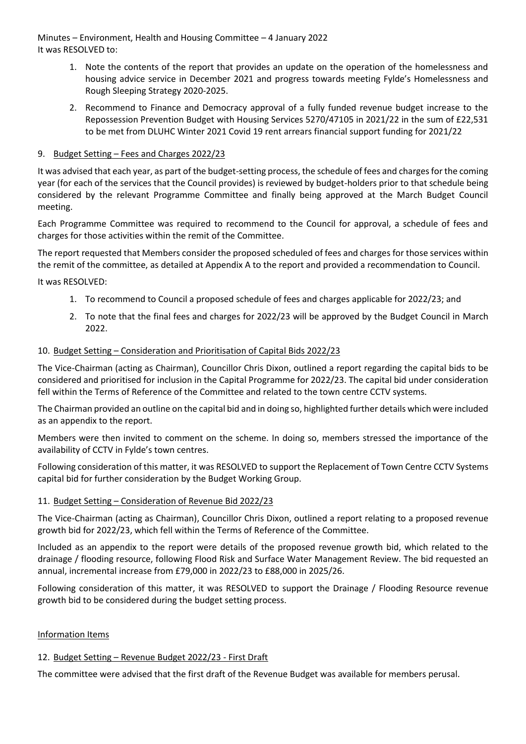It was RESOLVED to:

1. Note the contents of the report that provides an update on the operation of the homelessness and housing advice service in December 2021 and progress towards meeting Fylde's Homelessness and Rough Sleeping Strategy 2020-2025.
2. Recommend to Finance and Democracy approval of a fully funded revenue budget increase to the Repossession Prevention Budget with Housing Services 5270/47105 in 2021/22 in the sum of £22,531 to be met from DLUHC Winter 2021 Covid 19 rent arrears financial support funding for 2021/22

## 9. Budget Setting – Fees and Charges 2022/23

It was advised that each year, as part of the budget-setting process, the schedule of fees and charges for the coming year (for each of the services that the Council provides) is reviewed by budget-holders prior to that schedule being considered by the relevant Programme Committee and finally being approved at the March Budget Council meeting.

Each Programme Committee was required to recommend to the Council for approval, a schedule of fees and charges for those activities within the remit of the Committee.

The report requested that Members consider the proposed scheduled of fees and charges for those services within the remit of the committee, as detailed at Appendix A to the report and provided a recommendation to Council.

It was RESOLVED:

1. To recommend to Council a proposed schedule of fees and charges applicable for 2022/23; and
2. To note that the final fees and charges for 2022/23 will be approved by the Budget Council in March 2022.

## 10. Budget Setting – Consideration and Prioritisation of Capital Bids 2022/23

The Vice-Chairman (acting as Chairman), Councillor Chris Dixon, outlined a report regarding the capital bids to be considered and prioritised for inclusion in the Capital Programme for 2022/23. The capital bid under consideration fell within the Terms of Reference of the Committee and related to the town centre CCTV systems.

The Chairman provided an outline on the capital bid and in doing so, highlighted further details which were included as an appendix to the report.

Members were then invited to comment on the scheme. In doing so, members stressed the importance of the availability of CCTV in Fylde's town centres.

Following consideration of this matter, it was RESOLVED to support the Replacement of Town Centre CCTV Systems capital bid for further consideration by the Budget Working Group.

## 11. Budget Setting – Consideration of Revenue Bid 2022/23

The Vice-Chairman (acting as Chairman), Councillor Chris Dixon, outlined a report relating to a proposed revenue growth bid for 2022/23, which fell within the Terms of Reference of the Committee.

Included as an appendix to the report were details of the proposed revenue growth bid, which related to the drainage / flooding resource, following Flood Risk and Surface Water Management Review. The bid requested an annual, incremental increase from £79,000 in 2022/23 to £88,000 in 2025/26.

Following consideration of this matter, it was RESOLVED to support the Drainage / Flooding Resource revenue growth bid to be considered during the budget setting process.

## Information Items

## 12. Budget Setting – Revenue Budget 2022/23 - First Draft

The committee were advised that the first draft of the Revenue Budget was available for members perusal.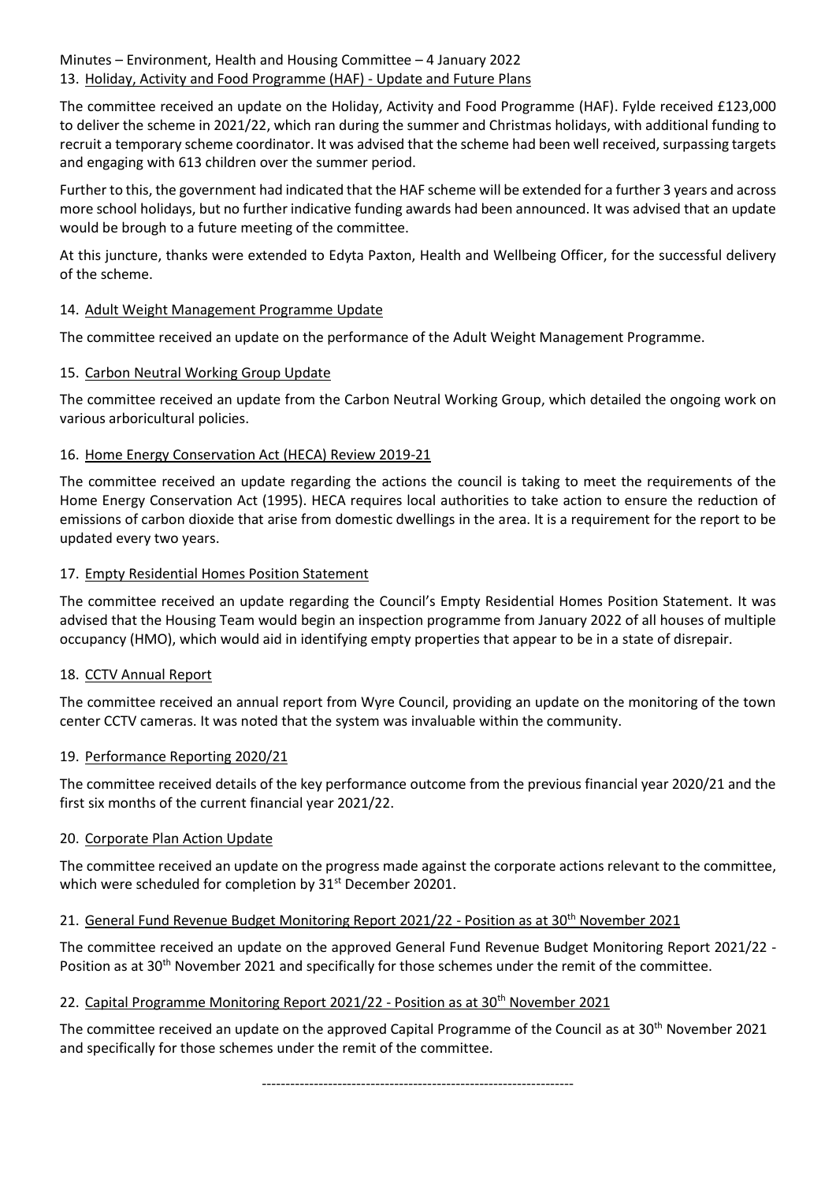Minutes – Environment, Health and Housing Committee – 4 January 2022

13. Holiday, Activity and Food Programme (HAF) - Update and Future Plans

The committee received an update on the Holiday, Activity and Food Programme (HAF). Fylde received £123,000 to deliver the scheme in 2021/22, which ran during the summer and Christmas holidays, with additional funding to recruit a temporary scheme coordinator. It was advised that the scheme had been well received, surpassing targets and engaging with 613 children over the summer period.

Further to this, the government had indicated that the HAF scheme will be extended for a further 3 years and across more school holidays, but no further indicative funding awards had been announced. It was advised that an update would be brough to a future meeting of the committee.

At this juncture, thanks were extended to Edyta Paxton, Health and Wellbeing Officer, for the successful delivery of the scheme.

14. Adult Weight Management Programme Update

The committee received an update on the performance of the Adult Weight Management Programme.

15. Carbon Neutral Working Group Update

The committee received an update from the Carbon Neutral Working Group, which detailed the ongoing work on various arboricultural policies.

16. Home Energy Conservation Act (HECA) Review 2019-21

The committee received an update regarding the actions the council is taking to meet the requirements of the Home Energy Conservation Act (1995). HECA requires local authorities to take action to ensure the reduction of emissions of carbon dioxide that arise from domestic dwellings in the area. It is a requirement for the report to be updated every two years.

17. Empty Residential Homes Position Statement

The committee received an update regarding the Council's Empty Residential Homes Position Statement. It was advised that the Housing Team would begin an inspection programme from January 2022 of all houses of multiple occupancy (HMO), which would aid in identifying empty properties that appear to be in a state of disrepair.

18. CCTV Annual Report

The committee received an annual report from Wyre Council, providing an update on the monitoring of the town center CCTV cameras. It was noted that the system was invaluable within the community.

19. Performance Reporting 2020/21

The committee received details of the key performance outcome from the previous financial year 2020/21 and the first six months of the current financial year 2021/22.

20. Corporate Plan Action Update

The committee received an update on the progress made against the corporate actions relevant to the committee, which were scheduled for completion by 31st December 20201.

21. General Fund Revenue Budget Monitoring Report 2021/22 - Position as at 30th November 2021

The committee received an update on the approved General Fund Revenue Budget Monitoring Report 2021/22 - Position as at 30th November 2021 and specifically for those schemes under the remit of the committee.

22. Capital Programme Monitoring Report 2021/22 - Position as at 30th November 2021

The committee received an update on the approved Capital Programme of the Council as at 30th November 2021 and specifically for those schemes under the remit of the committee.

------------------------------------------------------------------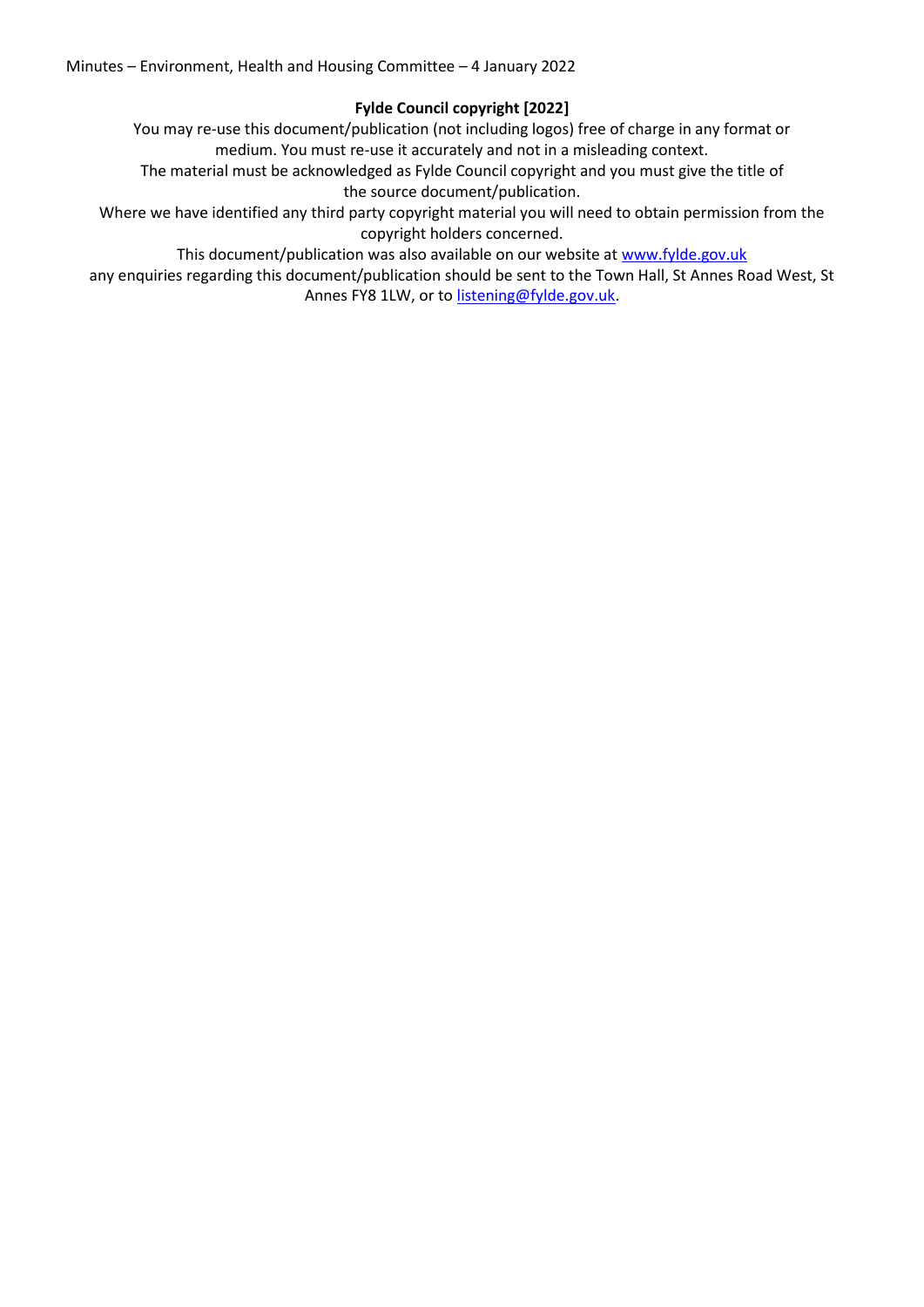**Fylde Council copyright [2022]**

You may re-use this document/publication (not including logos) free of charge in any format or medium. You must re-use it accurately and not in a misleading context.

The material must be acknowledged as Fylde Council copyright and you must give the title of the source document/publication.

Where we have identified any third party copyright material you will need to obtain permission from the copyright holders concerned.

This document/publication was also available on our website at www.fylde.gov.uk

any enquiries regarding this document/publication should be sent to the Town Hall, St Annes Road West, St Annes FY8 1LW, or to listening@fylde.gov.uk.